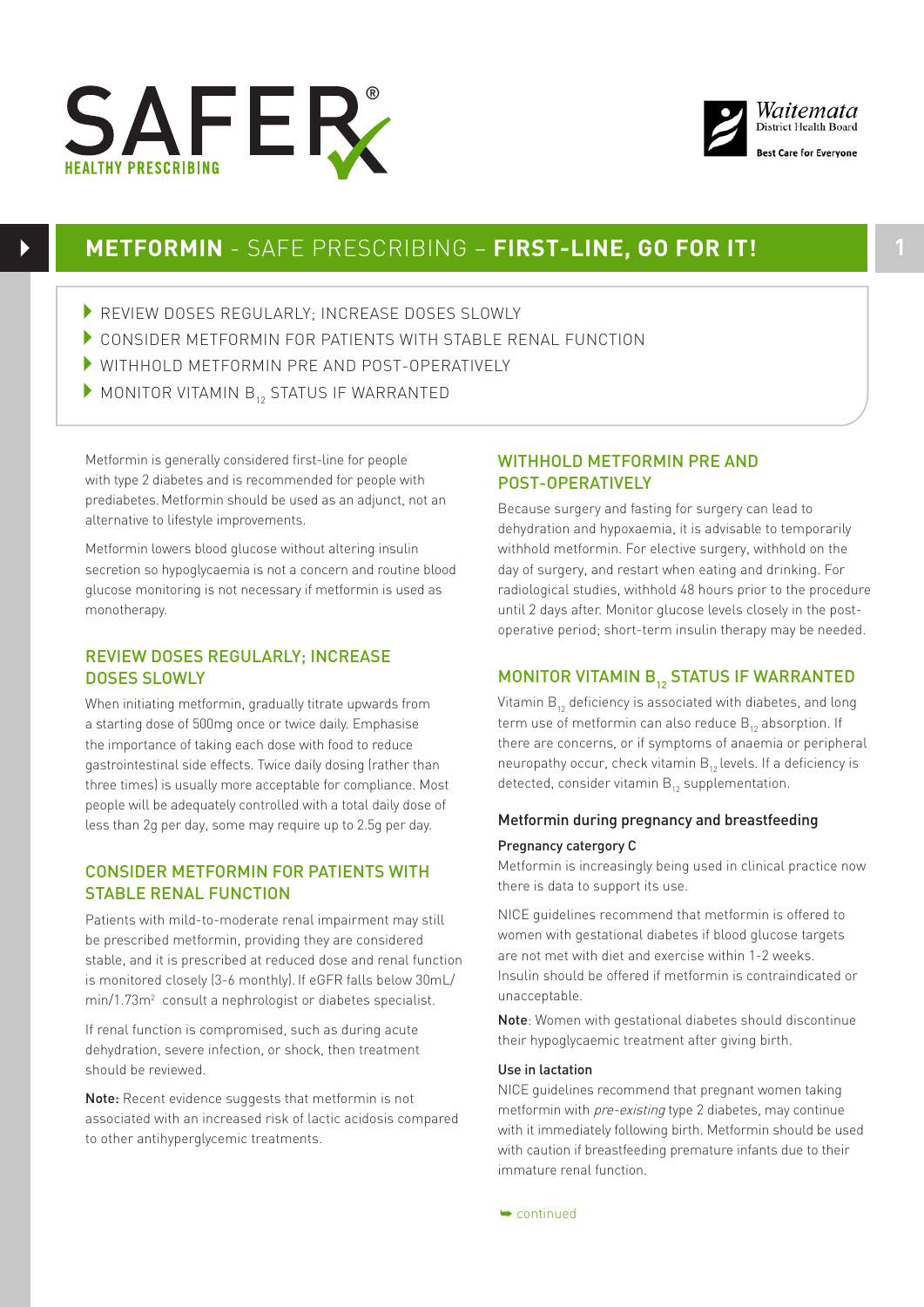SAFER HEALTHY PRESCRIBING®

Waitemata District Health Board — Best Care for Everyone

# METFORMIN - SAFE PRESCRIBING – FIRST-LINE, GO FOR IT!

- REVIEW DOSES REGULARLY; INCREASE DOSES SLOWLY
- CONSIDER METFORMIN FOR PATIENTS WITH STABLE RENAL FUNCTION
- WITHHOLD METFORMIN PRE AND POST-OPERATIVELY
- MONITOR VITAMIN $B_{12}$ STATUS IF WARRANTED

Metformin is generally considered first-line for people with type 2 diabetes and is recommended for people with prediabetes. Metformin should be used as an adjunct, not an alternative to lifestyle improvements.

Metformin lowers blood glucose without altering insulin secretion so hypoglycaemia is not a concern and routine blood glucose monitoring is not necessary if metformin is used as monotherapy.

## REVIEW DOSES REGULARLY; INCREASE DOSES SLOWLY

When initiating metformin, gradually titrate upwards from a starting dose of 500mg once or twice daily. Emphasise the importance of taking each dose with food to reduce gastrointestinal side effects. Twice daily dosing (rather than three times) is usually more acceptable for compliance. Most people will be adequately controlled with a total daily dose of less than 2g per day, some may require up to 2.5g per day.

## CONSIDER METFORMIN FOR PATIENTS WITH STABLE RENAL FUNCTION

Patients with mild-to-moderate renal impairment may still be prescribed metformin, providing they are considered stable, and it is prescribed at reduced dose and renal function is monitored closely (3-6 monthly). If eGFR falls below 30mL/min/1.73m$^2$ consult a nephrologist or diabetes specialist.

If renal function is compromised, such as during acute dehydration, severe infection, or shock, then treatment should be reviewed.

**Note:** Recent evidence suggests that metformin is not associated with an increased risk of lactic acidosis compared to other antihyperglycemic treatments.

## WITHHOLD METFORMIN PRE AND POST-OPERATIVELY

Because surgery and fasting for surgery can lead to dehydration and hypoxaemia, it is advisable to temporarily withhold metformin. For elective surgery, withhold on the day of surgery, and restart when eating and drinking. For radiological studies, withhold 48 hours prior to the procedure until 2 days after. Monitor glucose levels closely in the post-operative period; short-term insulin therapy may be needed.

## MONITOR VITAMIN $B_{12}$ STATUS IF WARRANTED

Vitamin $B_{12}$ deficiency is associated with diabetes, and long term use of metformin can also reduce $B_{12}$ absorption. If there are concerns, or if symptoms of anaemia or peripheral neuropathy occur, check vitamin $B_{12}$ levels. If a deficiency is detected, consider vitamin $B_{12}$ supplementation.

### Metformin during pregnancy and breastfeeding

#### Pregnancy catergory C

Metformin is increasingly being used in clinical practice now there is data to support its use.

NICE guidelines recommend that metformin is offered to women with gestational diabetes if blood glucose targets are not met with diet and exercise within 1-2 weeks. Insulin should be offered if metformin is contraindicated or unacceptable.

**Note**: Women with gestational diabetes should discontinue their hypoglycaemic treatment after giving birth.

#### Use in lactation

NICE guidelines recommend that pregnant women taking metformin with *pre-existing* type 2 diabetes, may continue with it immediately following birth. Metformin should be used with caution if breastfeeding premature infants due to their immature renal function.

➥ continued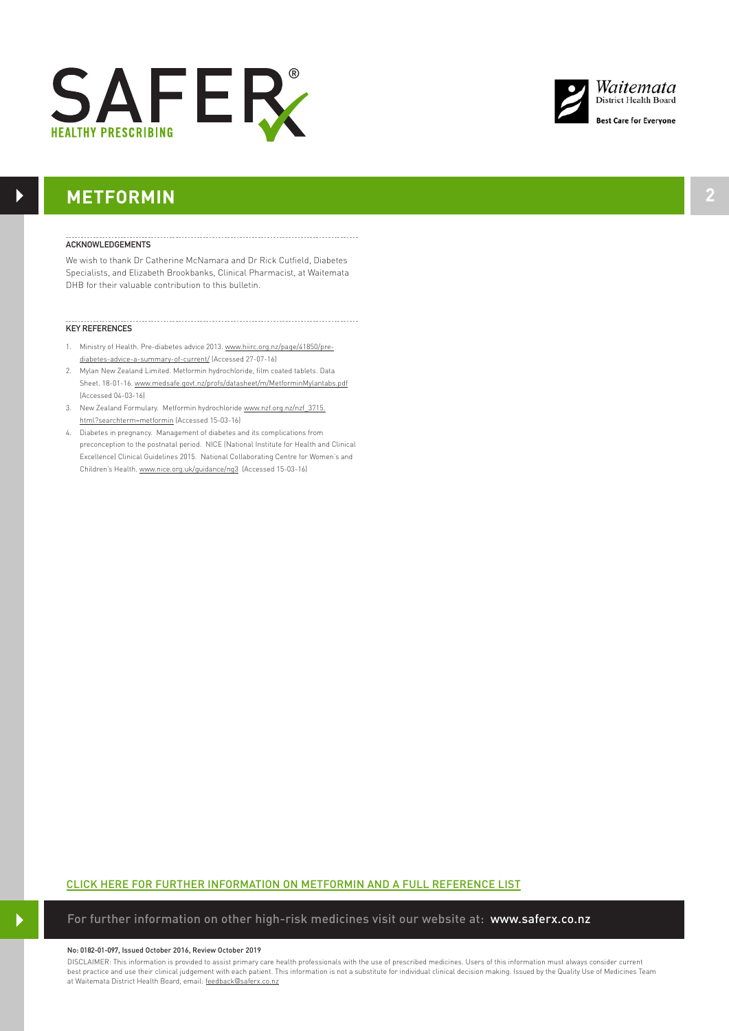# METFORMIN

## ACKNOWLEDGEMENTS

We wish to thank Dr Catherine McNamara and Dr Rick Cutfield, Diabetes Specialists, and Elizabeth Brookbanks, Clinical Pharmacist, at Waitemata DHB for their valuable contribution to this bulletin.

## KEY REFERENCES

1. Ministry of Health. Pre-diabetes advice 2013. www.hiirc.org.nz/page/41850/pre-diabetes-advice-a-summary-of-current/ (Accessed 27-07-16)
2. Mylan New Zealand Limited. Metformin hydrochloride, film coated tablets. Data Sheet. 18-01-16. www.medsafe.govt.nz/profs/datasheet/m/MetforminMylantabs.pdf (Accessed 04-03-16)
3. New Zealand Formulary. Metformin hydrochloride www.nzf.org.nz/nzf_3715.html?searchterm=metformin (Accessed 15-03-16)
4. Diabetes in pregnancy. Management of diabetes and its complications from preconception to the postnatal period. NICE (National Institute for Health and Clinical Excellence) Clinical Guidelines 2015. National Collaborating Centre for Women's and Children's Health. www.nice.org.uk/guidance/ng3 (Accessed 15-03-16)

CLICK HERE FOR FURTHER INFORMATION ON METFORMIN AND A FULL REFERENCE LIST

For further information on other high-risk medicines visit our website at: www.saferx.co.nz

No: 0182-01-097, Issued October 2016, Review October 2019

DISCLAIMER: This information is provided to assist primary care health professionals with the use of prescribed medicines. Users of this information must always consider current best practice and use their clinical judgement with each patient. This information is not a substitute for individual clinical decision making. Issued by the Quality Use of Medicines Team at Waitemata District Health Board, email: feedback@saferx.co.nz